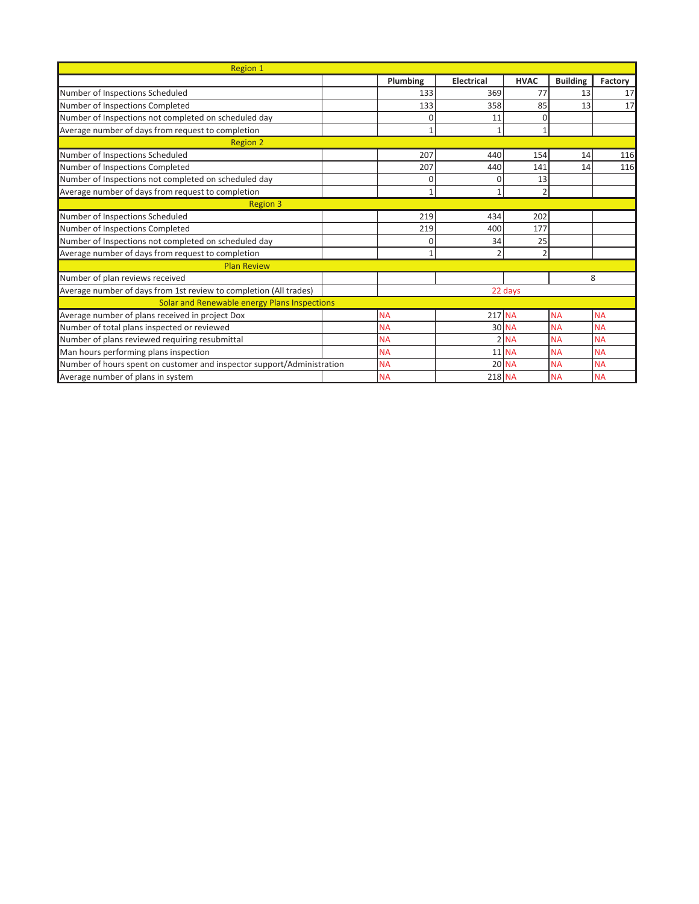| Region 1 | Plumbing | Electrical | HVAC | Building | Factory |
|---|---|---|---|---|---|
| Number of Inspections Scheduled | 133 | 369 | 77 | 13 | 17 |
| Number of Inspections Completed | 133 | 358 | 85 | 13 | 17 |
| Number of Inspections not completed on scheduled day | 0 | 11 | 0 | | |
| Average number of days from request to completion | 1 | 1 | 1 | | |
| **Region 2** | | | | | |
| Number of Inspections Scheduled | 207 | 440 | 154 | 14 | 116 |
| Number of Inspections Completed | 207 | 440 | 141 | 14 | 116 |
| Number of Inspections not completed on scheduled day | 0 | 0 | 13 | | |
| Average number of days from request to completion | 1 | 1 | 2 | | |
| **Region 3** | | | | | |
| Number of Inspections Scheduled | 219 | 434 | 202 | | |
| Number of Inspections Completed | 219 | 400 | 177 | | |
| Number of Inspections not completed on scheduled day | 0 | 34 | 25 | | |
| Average number of days from request to completion | 1 | 2 | 2 | | |
| **Plan Review** | | | | | |
| Number of plan reviews received | | | | 8 | |
| Average number of days from 1st review to completion (All trades) | 22 days | | | | |
| **Solar and Renewable energy Plans Inspections** | | | | | |
| Average number of plans received in project Dox | NA | 217 | NA | NA | NA |
| Number of total plans inspected or reviewed | NA | 30 | NA | NA | NA |
| Number of plans reviewed requiring resubmittal | NA | 2 | NA | NA | NA |
| Man hours performing plans inspection | NA | 11 | NA | NA | NA |
| Number of hours spent on customer and inspector support/Administration | NA | 20 | NA | NA | NA |
| Average number of plans in system | NA | 218 | NA | NA | NA |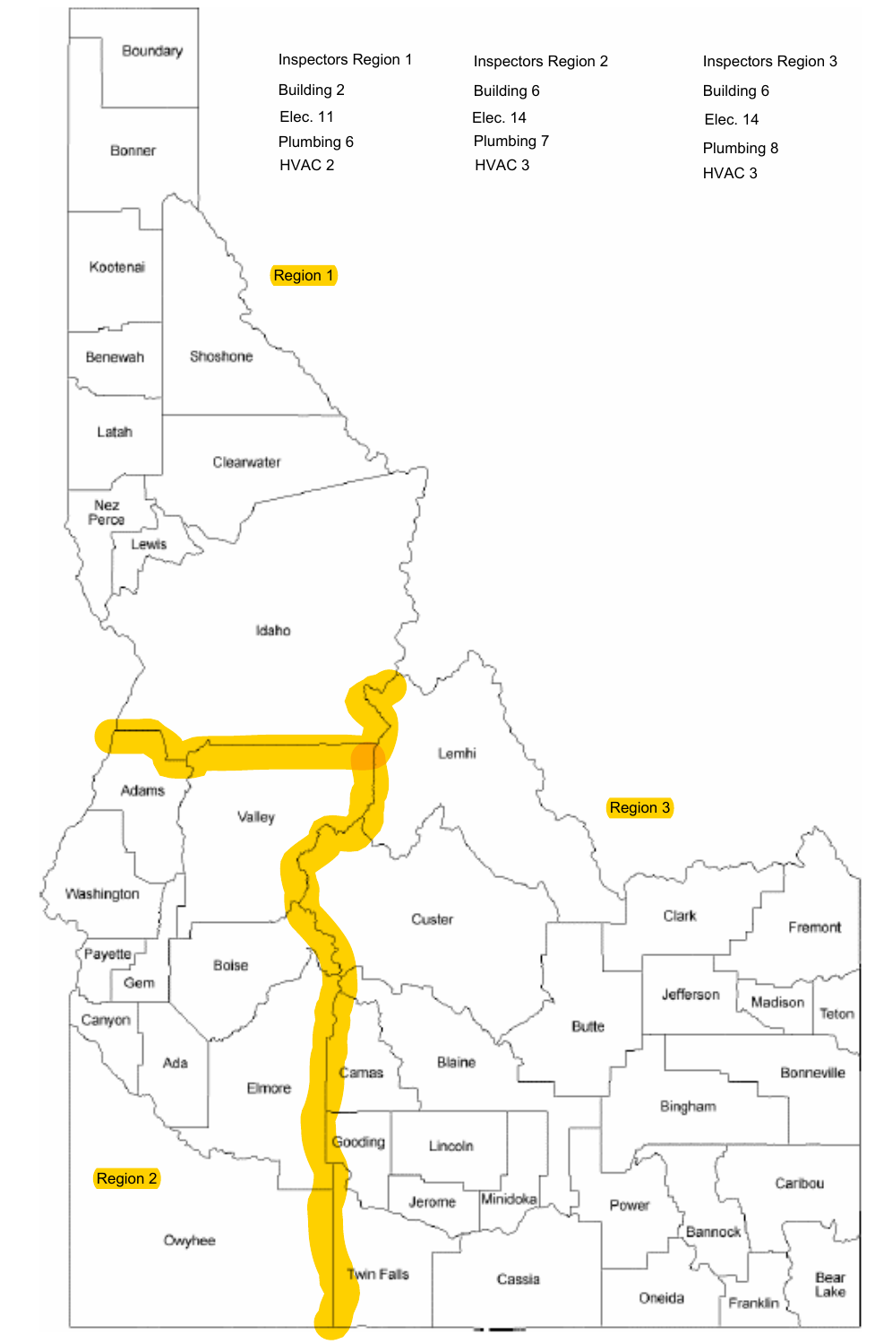Inspectors Region 1
Building 2
Elec. 11
Plumbing 6
HVAC 2

Inspectors Region 2
Building 6
Elec. 14
Plumbing 7
HVAC 3

Inspectors Region 3
Building 6
Elec. 14
Plumbing 8
HVAC 3

Region 1

Region 2

Region 3

Boundary
Bonner
Kootenai
Benewah
Shoshone
Latah
Clearwater
Nez Perce
Lewis
Idaho
Adams
Valley
Lemhi
Washington
Custer
Clark
Fremont
Payette
Boise
Gem
Jefferson
Madison
Teton
Canyon
Butte
Ada
Elmore
Camas
Blaine
Bonneville
Bingham
Gooding
Lincoln
Jerome
Minidoka
Power
Caribou
Owyhee
Bannock
Twin Falls
Cassia
Oneida
Franklin
Bear Lake